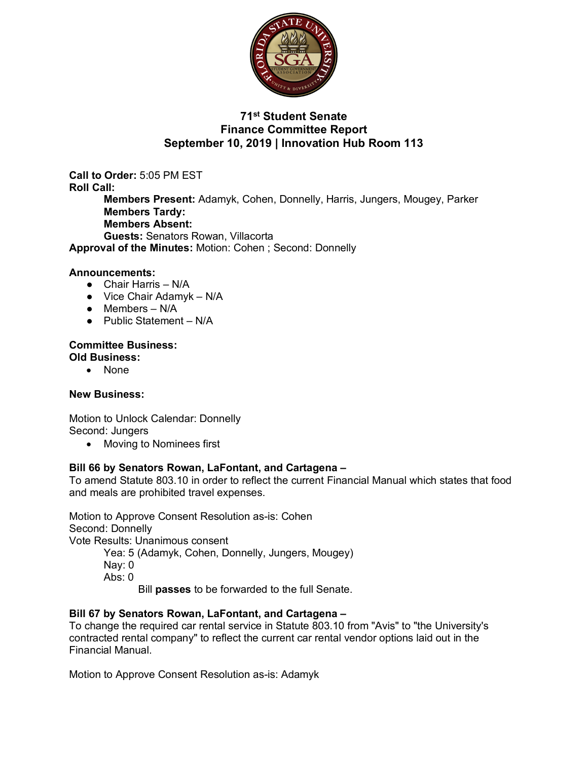# 71st Student Senate
## Finance Committee Report
### September 10, 2019 | Innovation Hub Room 113

**Call to Order:** 5:05 PM EST
**Roll Call:**

- **Members Present:** Adamyk, Cohen, Donnelly, Harris, Jungers, Mougey, Parker
- **Members Tardy:**
- **Members Absent:**
- **Guests:** Senators Rowan, Villacorta

**Approval of the Minutes:** Motion: Cohen ; Second: Donnelly

**Announcements:**

- Chair Harris – N/A
- Vice Chair Adamyk – N/A
- Members – N/A
- Public Statement – N/A

**Committee Business:**
**Old Business:**

- None

**New Business:**

Motion to Unlock Calendar: Donnelly
Second: Jungers

- Moving to Nominees first

**Bill 66 by Senators Rowan, LaFontant, and Cartagena –**
To amend Statute 803.10 in order to reflect the current Financial Manual which states that food and meals are prohibited travel expenses.

Motion to Approve Consent Resolution as-is: Cohen
Second: Donnelly
Vote Results: Unanimous consent

- Yea: 5 (Adamyk, Cohen, Donnelly, Jungers, Mougey)
- Nay: 0
- Abs: 0
  - Bill **passes** to be forwarded to the full Senate.

**Bill 67 by Senators Rowan, LaFontant, and Cartagena –**
To change the required car rental service in Statute 803.10 from "Avis" to "the University's contracted rental company" to reflect the current car rental vendor options laid out in the Financial Manual.

Motion to Approve Consent Resolution as-is: Adamyk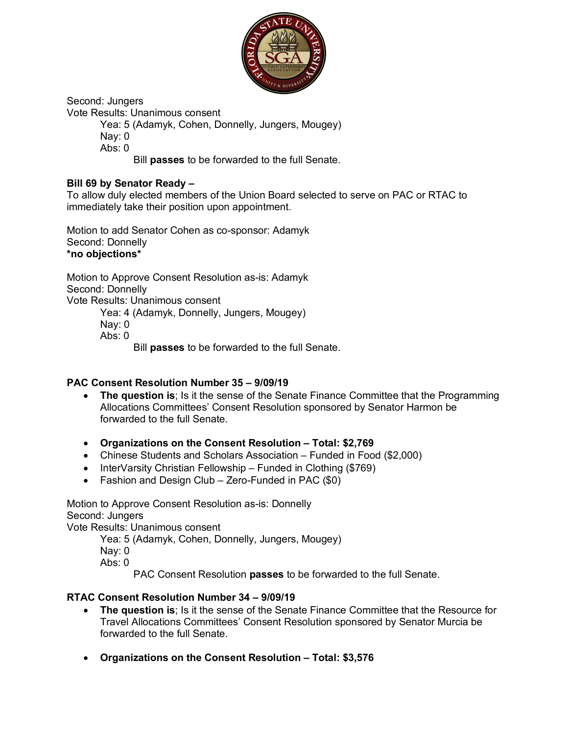Second: Jungers
Vote Results: Unanimous consent
Yea: 5 (Adamyk, Cohen, Donnelly, Jungers, Mougey)
Nay: 0
Abs: 0
Bill **passes** to be forwarded to the full Senate.

**Bill 69 by Senator Ready –**
To allow duly elected members of the Union Board selected to serve on PAC or RTAC to immediately take their position upon appointment.

Motion to add Senator Cohen as co-sponsor: Adamyk
Second: Donnelly
***no objections***

Motion to Approve Consent Resolution as-is: Adamyk
Second: Donnelly
Vote Results: Unanimous consent
Yea: 4 (Adamyk, Donnelly, Jungers, Mougey)
Nay: 0
Abs: 0
Bill **passes** to be forwarded to the full Senate.

**PAC Consent Resolution Number 35 – 9/09/19**

- **The question is**; Is it the sense of the Senate Finance Committee that the Programming Allocations Committees' Consent Resolution sponsored by Senator Harmon be forwarded to the full Senate.

- **Organizations on the Consent Resolution – Total: $2,769**
- Chinese Students and Scholars Association – Funded in Food ($2,000)
- InterVarsity Christian Fellowship – Funded in Clothing ($769)
- Fashion and Design Club – Zero-Funded in PAC ($0)

Motion to Approve Consent Resolution as-is: Donnelly
Second: Jungers
Vote Results: Unanimous consent
Yea: 5 (Adamyk, Cohen, Donnelly, Jungers, Mougey)
Nay: 0
Abs: 0
PAC Consent Resolution **passes** to be forwarded to the full Senate.

**RTAC Consent Resolution Number 34 – 9/09/19**

- **The question is**; Is it the sense of the Senate Finance Committee that the Resource for Travel Allocations Committees' Consent Resolution sponsored by Senator Murcia be forwarded to the full Senate.

- **Organizations on the Consent Resolution – Total: $3,576**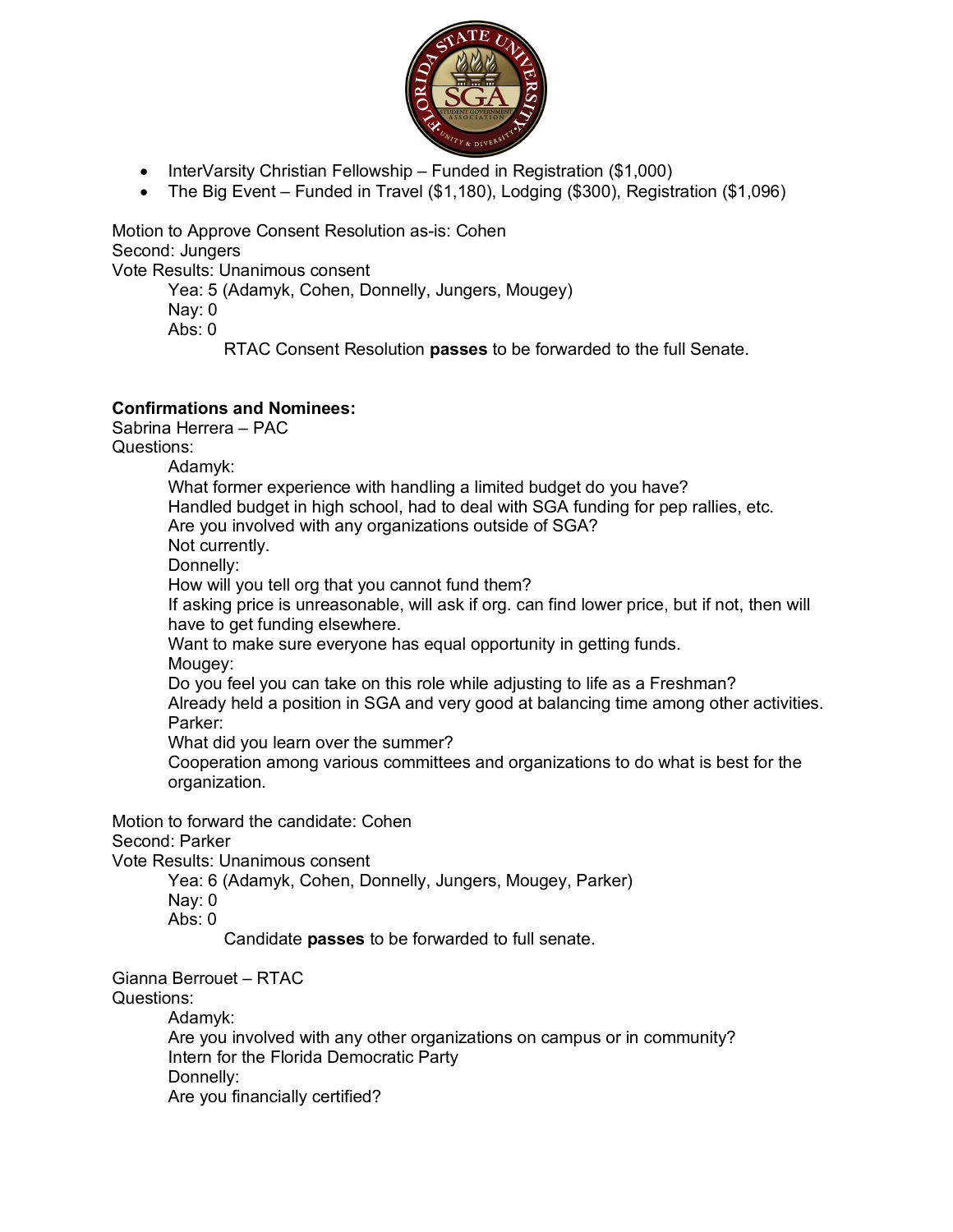- InterVarsity Christian Fellowship – Funded in Registration ($1,000)
- The Big Event – Funded in Travel ($1,180), Lodging ($300), Registration ($1,096)

Motion to Approve Consent Resolution as-is: Cohen
Second: Jungers
Vote Results: Unanimous consent

> Yea: 5 (Adamyk, Cohen, Donnelly, Jungers, Mougey)
> Nay: 0
> Abs: 0
>
> > RTAC Consent Resolution **passes** to be forwarded to the full Senate.

**Confirmations and Nominees:**

Sabrina Herrera – PAC
Questions:

> Adamyk:
> What former experience with handling a limited budget do you have?
> Handled budget in high school, had to deal with SGA funding for pep rallies, etc.
> Are you involved with any organizations outside of SGA?
> Not currently.
> Donnelly:
> How will you tell org that you cannot fund them?
> If asking price is unreasonable, will ask if org. can find lower price, but if not, then will have to get funding elsewhere.
> Want to make sure everyone has equal opportunity in getting funds.
> Mougey:
> Do you feel you can take on this role while adjusting to life as a Freshman?
> Already held a position in SGA and very good at balancing time among other activities.
> Parker:
> What did you learn over the summer?
> Cooperation among various committees and organizations to do what is best for the organization.

Motion to forward the candidate: Cohen
Second: Parker
Vote Results: Unanimous consent

> Yea: 6 (Adamyk, Cohen, Donnelly, Jungers, Mougey, Parker)
> Nay: 0
> Abs: 0
>
> > Candidate **passes** to be forwarded to full senate.

Gianna Berrouet – RTAC
Questions:

> Adamyk:
> Are you involved with any other organizations on campus or in community?
> Intern for the Florida Democratic Party
> Donnelly:
> Are you financially certified?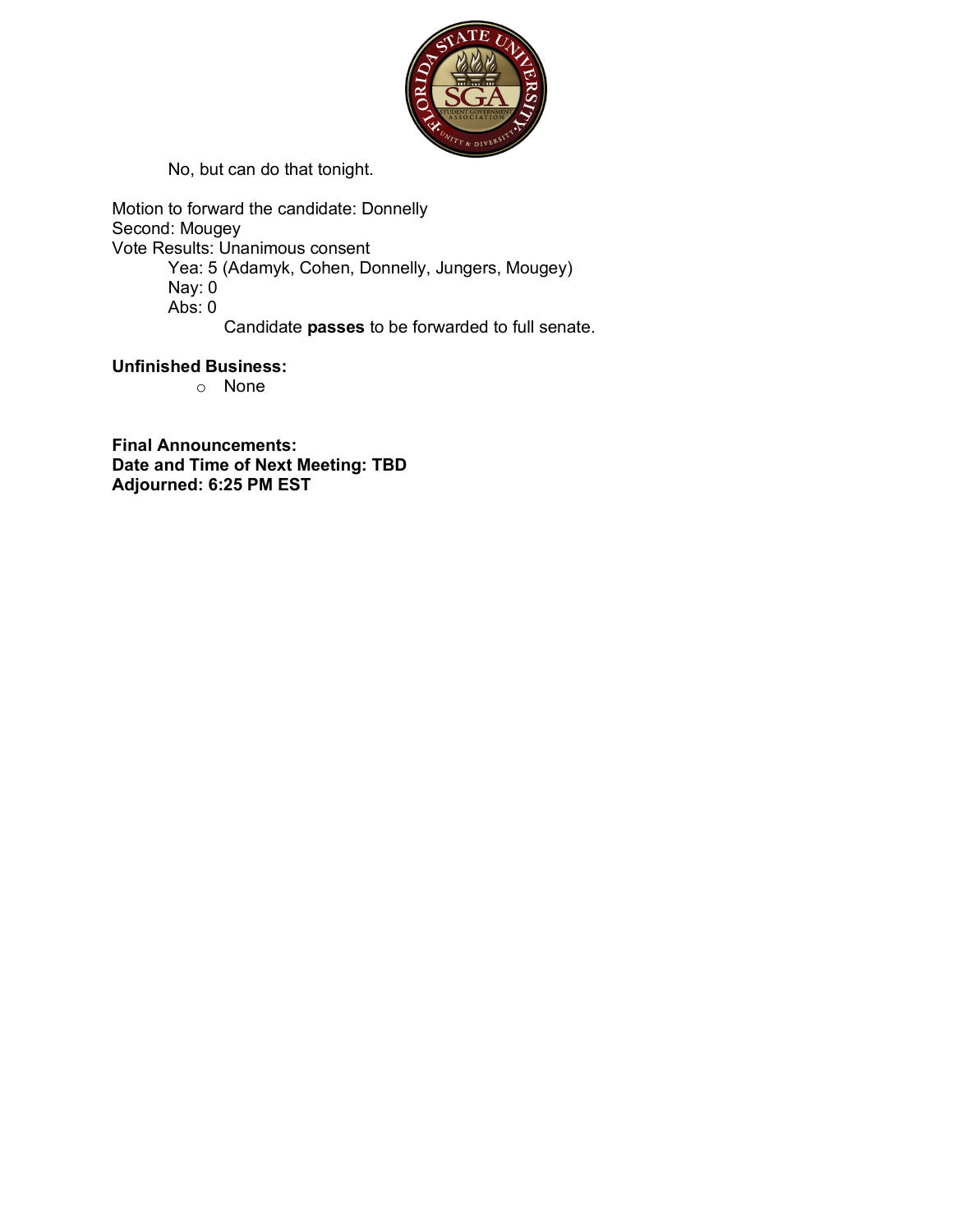No, but can do that tonight.

Motion to forward the candidate: Donnelly
Second: Mougey
Vote Results: Unanimous consent

Yea: 5 (Adamyk, Cohen, Donnelly, Jungers, Mougey)
Nay: 0
Abs: 0

Candidate **passes** to be forwarded to full senate.

**Unfinished Business:**

- None

**Final Announcements:**
**Date and Time of Next Meeting: TBD**
**Adjourned: 6:25 PM EST**